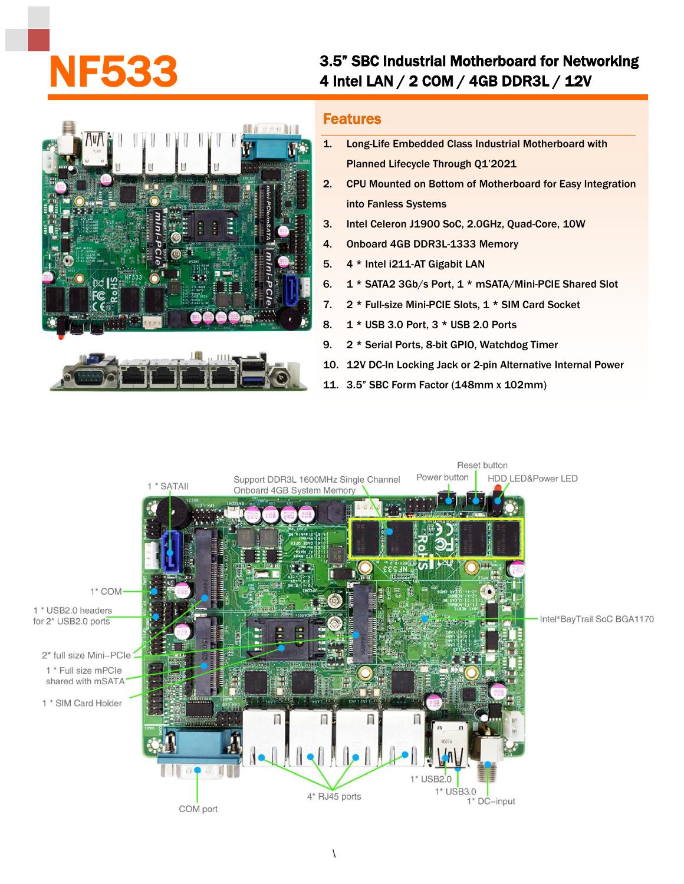# NF533

## 3.5" SBC Industrial Motherboard for Networking
## 4 Intel LAN / 2 COM / 4GB DDR3L / 12V

### Features

1. Long-Life Embedded Class Industrial Motherboard with Planned Lifecycle Through Q1'2021
2. CPU Mounted on Bottom of Motherboard for Easy Integration into Fanless Systems
3. Intel Celeron J1900 SoC, 2.0GHz, Quad-Core, 10W
4. Onboard 4GB DDR3L-1333 Memory
5. 4 * Intel i211-AT Gigabit LAN
6. 1 * SATA2 3Gb/s Port, 1 * mSATA/Mini-PCIE Shared Slot
7. 2 * Full-size Mini-PCIE Slots, 1 * SIM Card Socket
8. 1 * USB 3.0 Port, 3 * USB 2.0 Ports
9. 2 * Serial Ports, 8-bit GPIO, Watchdog Timer
10. 12V DC-In Locking Jack or 2-pin Alternative Internal Power
11. 3.5" SBC Form Factor (148mm x 102mm)

1 * SATAII

Support DDR3L 1600MHz Single Channel Onboard 4GB System Memory

Power button

Reset button

HDD LED&Power LED

1* COM

1 * USB2.0 headers for 2* USB2.0 ports

Intel®BayTrail SoC BGA1170

2* full size Mini–PCIe

1 * Full size mPCIe shared with mSATA

1 * SIM Card Holder

COM port

4* RJ45 ports

1* USB2.0

1* USB3.0

1* DC–input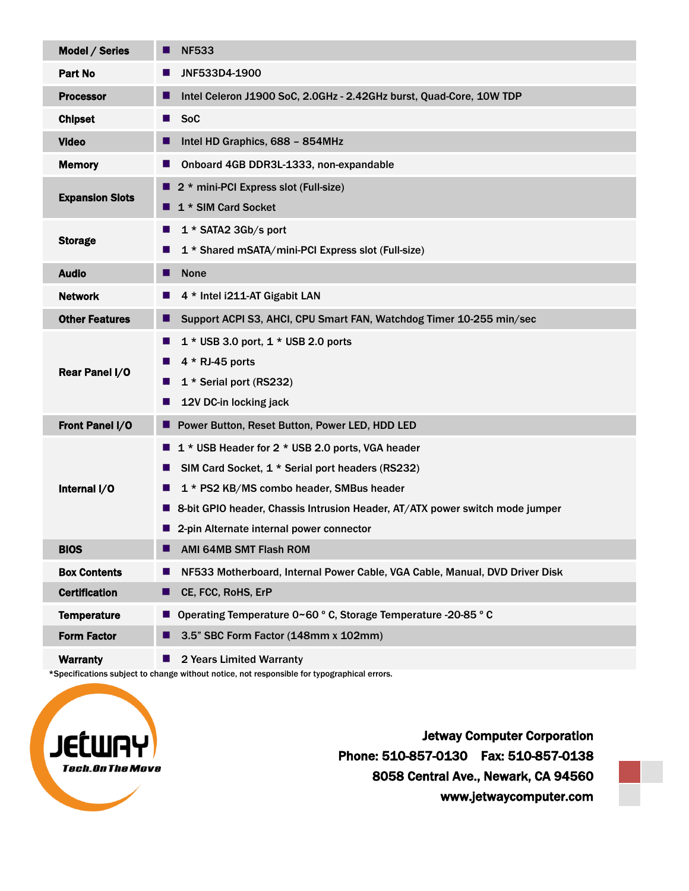| | |
|---|---|
| **Model / Series** | NF533 |
| **Part No** | JNF533D4-1900 |
| **Processor** | Intel Celeron J1900 SoC, 2.0GHz - 2.42GHz burst, Quad-Core, 10W TDP |
| **Chipset** | SoC |
| **Video** | Intel HD Graphics, 688 – 854MHz |
| **Memory** | Onboard 4GB DDR3L-1333, non-expandable |
| **Expansion Slots** | 2 * mini-PCI Express slot (Full-size)<br>1 * SIM Card Socket |
| **Storage** | 1 * SATA2 3Gb/s port<br>1 * Shared mSATA/mini-PCI Express slot (Full-size) |
| **Audio** | None |
| **Network** | 4 * Intel i211-AT Gigabit LAN |
| **Other Features** | Support ACPI S3, AHCI, CPU Smart FAN, Watchdog Timer 10-255 min/sec |
| **Rear Panel I/O** | 1 * USB 3.0 port, 1 * USB 2.0 ports<br>4 * RJ-45 ports<br>1 * Serial port (RS232)<br>12V DC-in locking jack |
| **Front Panel I/O** | Power Button, Reset Button, Power LED, HDD LED |
| **Internal I/O** | 1 * USB Header for 2 * USB 2.0 ports, VGA header<br>SIM Card Socket, 1 * Serial port headers (RS232)<br>1 * PS2 KB/MS combo header, SMBus header<br>8-bit GPIO header, Chassis Intrusion Header, AT/ATX power switch mode jumper<br>2-pin Alternate internal power connector |
| **BIOS** | AMI 64MB SMT Flash ROM |
| **Box Contents** | NF533 Motherboard, Internal Power Cable, VGA Cable, Manual, DVD Driver Disk |
| **Certification** | CE, FCC, RoHS, ErP |
| **Temperature** | Operating Temperature 0~60 ° C, Storage Temperature -20-85 ° C |
| **Form Factor** | 3.5" SBC Form Factor (148mm x 102mm) |
| **Warranty** | 2 Years Limited Warranty |

*Specifications subject to change without notice, not responsible for typographical errors.

JETWAY
*Tech.On The Move*

**Jetway Computer Corporation**
**Phone: 510-857-0130 Fax: 510-857-0138**
**8058 Central Ave., Newark, CA 94560**
**www.jetwaycomputer.com**